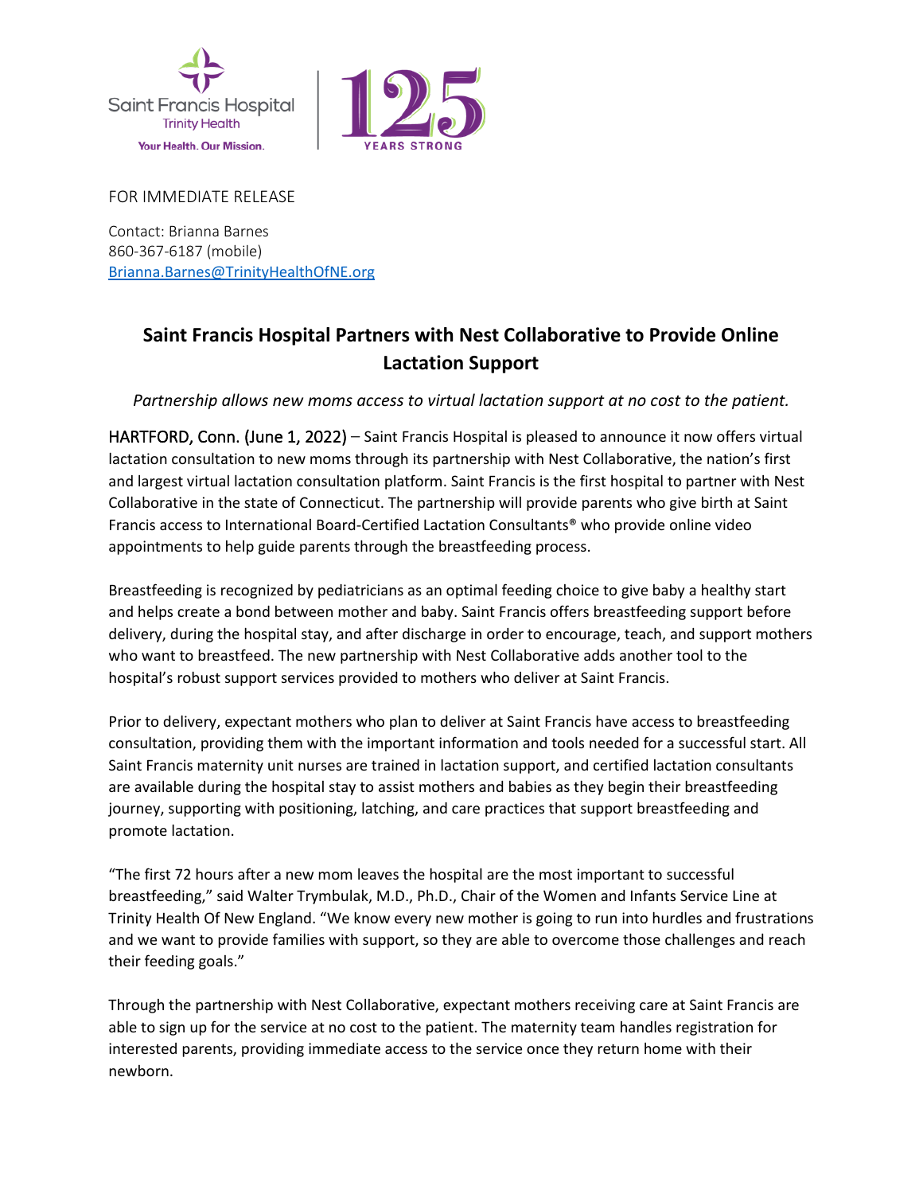Saint Francis Hospital
Trinity Health
Your Health. Our Mission.

125 YEARS STRONG

FOR IMMEDIATE RELEASE

Contact: Brianna Barnes
860-367-6187 (mobile)
Brianna.Barnes@TrinityHealthOfNE.org

# Saint Francis Hospital Partners with Nest Collaborative to Provide Online Lactation Support

*Partnership allows new moms access to virtual lactation support at no cost to the patient.*

HARTFORD, Conn. (June 1, 2022) – Saint Francis Hospital is pleased to announce it now offers virtual lactation consultation to new moms through its partnership with Nest Collaborative, the nation's first and largest virtual lactation consultation platform. Saint Francis is the first hospital to partner with Nest Collaborative in the state of Connecticut. The partnership will provide parents who give birth at Saint Francis access to International Board-Certified Lactation Consultants® who provide online video appointments to help guide parents through the breastfeeding process.

Breastfeeding is recognized by pediatricians as an optimal feeding choice to give baby a healthy start and helps create a bond between mother and baby. Saint Francis offers breastfeeding support before delivery, during the hospital stay, and after discharge in order to encourage, teach, and support mothers who want to breastfeed. The new partnership with Nest Collaborative adds another tool to the hospital's robust support services provided to mothers who deliver at Saint Francis.

Prior to delivery, expectant mothers who plan to deliver at Saint Francis have access to breastfeeding consultation, providing them with the important information and tools needed for a successful start. All Saint Francis maternity unit nurses are trained in lactation support, and certified lactation consultants are available during the hospital stay to assist mothers and babies as they begin their breastfeeding journey, supporting with positioning, latching, and care practices that support breastfeeding and promote lactation.

"The first 72 hours after a new mom leaves the hospital are the most important to successful breastfeeding," said Walter Trymbulak, M.D., Ph.D., Chair of the Women and Infants Service Line at Trinity Health Of New England. "We know every new mother is going to run into hurdles and frustrations and we want to provide families with support, so they are able to overcome those challenges and reach their feeding goals."

Through the partnership with Nest Collaborative, expectant mothers receiving care at Saint Francis are able to sign up for the service at no cost to the patient. The maternity team handles registration for interested parents, providing immediate access to the service once they return home with their newborn.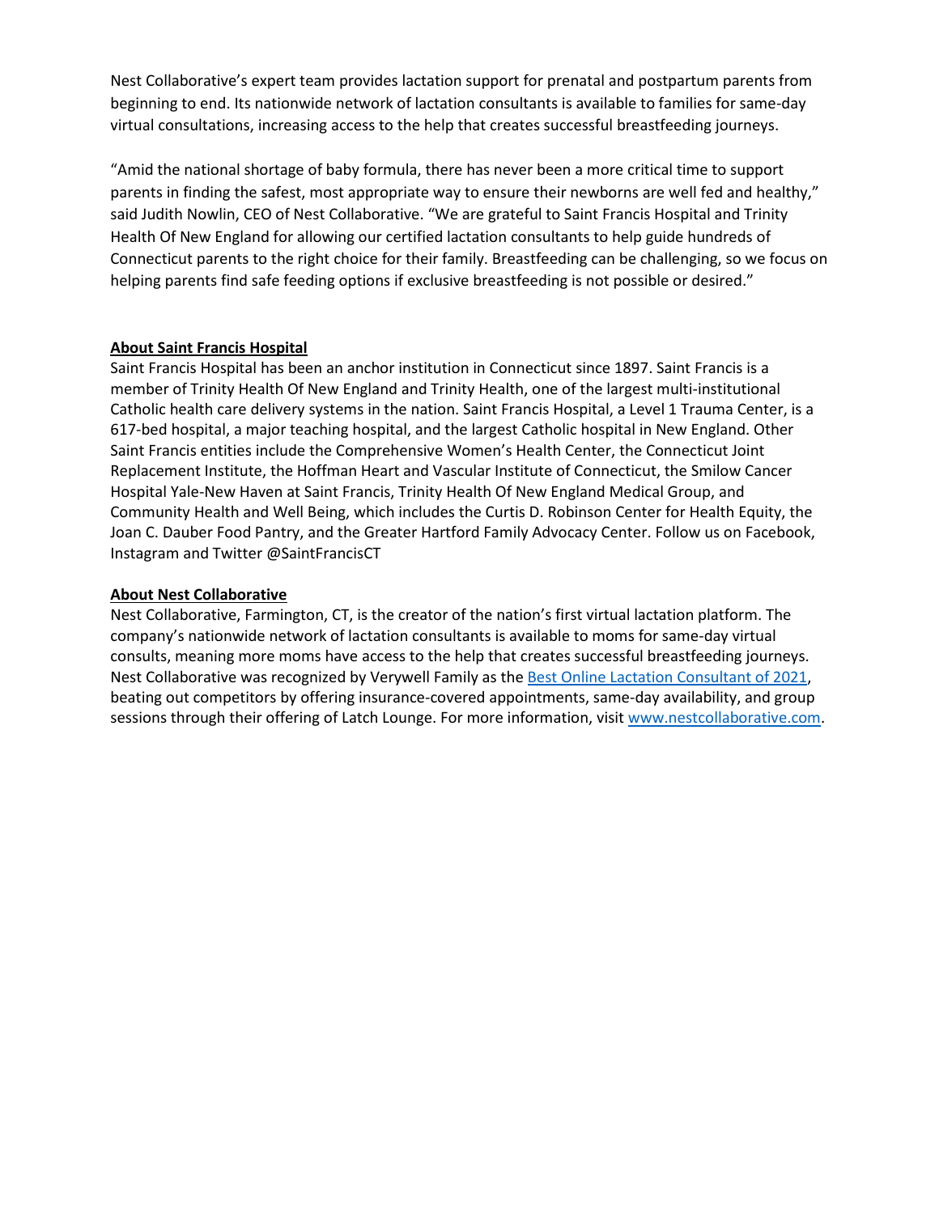Nest Collaborative's expert team provides lactation support for prenatal and postpartum parents from beginning to end. Its nationwide network of lactation consultants is available to families for same-day virtual consultations, increasing access to the help that creates successful breastfeeding journeys.

"Amid the national shortage of baby formula, there has never been a more critical time to support parents in finding the safest, most appropriate way to ensure their newborns are well fed and healthy," said Judith Nowlin, CEO of Nest Collaborative. "We are grateful to Saint Francis Hospital and Trinity Health Of New England for allowing our certified lactation consultants to help guide hundreds of Connecticut parents to the right choice for their family. Breastfeeding can be challenging, so we focus on helping parents find safe feeding options if exclusive breastfeeding is not possible or desired."

**About Saint Francis Hospital**

Saint Francis Hospital has been an anchor institution in Connecticut since 1897. Saint Francis is a member of Trinity Health Of New England and Trinity Health, one of the largest multi-institutional Catholic health care delivery systems in the nation. Saint Francis Hospital, a Level 1 Trauma Center, is a 617-bed hospital, a major teaching hospital, and the largest Catholic hospital in New England. Other Saint Francis entities include the Comprehensive Women's Health Center, the Connecticut Joint Replacement Institute, the Hoffman Heart and Vascular Institute of Connecticut, the Smilow Cancer Hospital Yale-New Haven at Saint Francis, Trinity Health Of New England Medical Group, and Community Health and Well Being, which includes the Curtis D. Robinson Center for Health Equity, the Joan C. Dauber Food Pantry, and the Greater Hartford Family Advocacy Center. Follow us on Facebook, Instagram and Twitter @SaintFrancisCT

**About Nest Collaborative**

Nest Collaborative, Farmington, CT, is the creator of the nation's first virtual lactation platform. The company's nationwide network of lactation consultants is available to moms for same-day virtual consults, meaning more moms have access to the help that creates successful breastfeeding journeys. Nest Collaborative was recognized by Verywell Family as the Best Online Lactation Consultant of 2021, beating out competitors by offering insurance-covered appointments, same-day availability, and group sessions through their offering of Latch Lounge. For more information, visit www.nestcollaborative.com.